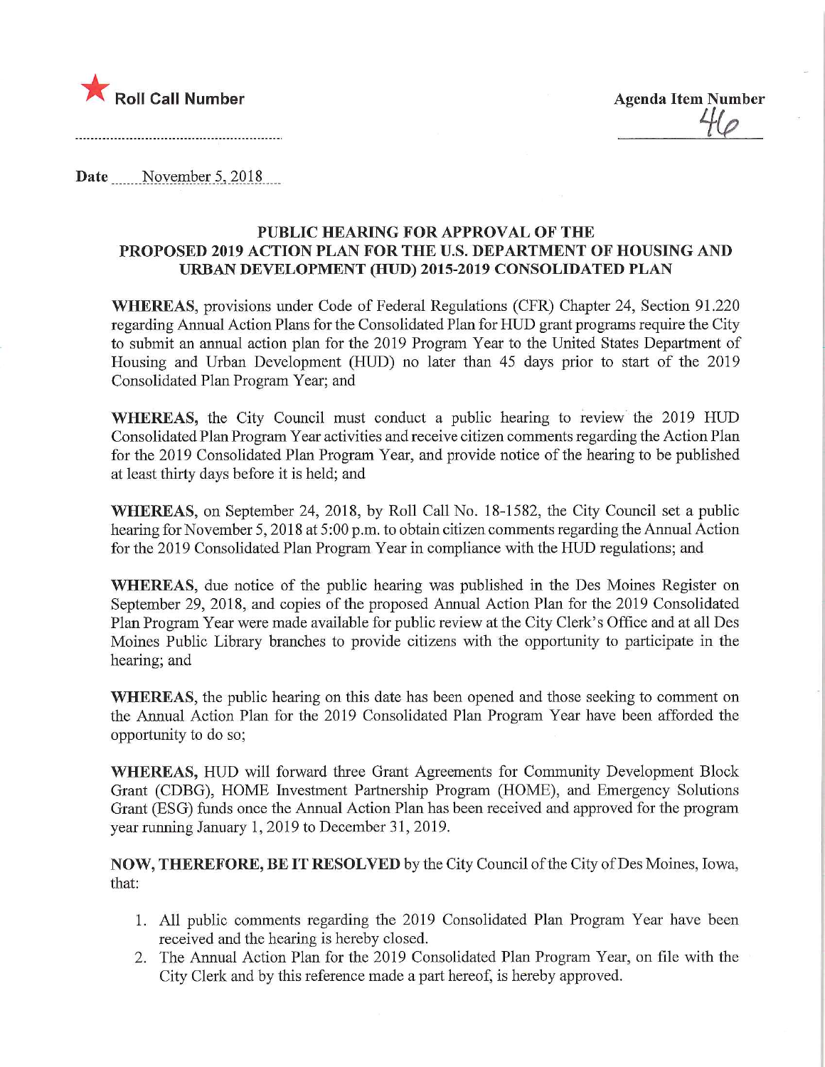★ Roll Call Number

Agenda Item Number
46

Date November 5, 2018

## PUBLIC HEARING FOR APPROVAL OF THE PROPOSED 2019 ACTION PLAN FOR THE U.S. DEPARTMENT OF HOUSING AND URBAN DEVELOPMENT (HUD) 2015-2019 CONSOLIDATED PLAN

**WHEREAS**, provisions under Code of Federal Regulations (CFR) Chapter 24, Section 91.220 regarding Annual Action Plans for the Consolidated Plan for HUD grant programs require the City to submit an annual action plan for the 2019 Program Year to the United States Department of Housing and Urban Development (HUD) no later than 45 days prior to start of the 2019 Consolidated Plan Program Year; and

**WHEREAS,** the City Council must conduct a public hearing to review the 2019 HUD Consolidated Plan Program Year activities and receive citizen comments regarding the Action Plan for the 2019 Consolidated Plan Program Year, and provide notice of the hearing to be published at least thirty days before it is held; and

**WHEREAS**, on September 24, 2018, by Roll Call No. 18-1582, the City Council set a public hearing for November 5, 2018 at 5:00 p.m. to obtain citizen comments regarding the Annual Action for the 2019 Consolidated Plan Program Year in compliance with the HUD regulations; and

**WHEREAS**, due notice of the public hearing was published in the Des Moines Register on September 29, 2018, and copies of the proposed Annual Action Plan for the 2019 Consolidated Plan Program Year were made available for public review at the City Clerk's Office and at all Des Moines Public Library branches to provide citizens with the opportunity to participate in the hearing; and

**WHEREAS**, the public hearing on this date has been opened and those seeking to comment on the Annual Action Plan for the 2019 Consolidated Plan Program Year have been afforded the opportunity to do so;

**WHEREAS,** HUD will forward three Grant Agreements for Community Development Block Grant (CDBG), HOME Investment Partnership Program (HOME), and Emergency Solutions Grant (ESG) funds once the Annual Action Plan has been received and approved for the program year running January 1, 2019 to December 31, 2019.

**NOW, THEREFORE, BE IT RESOLVED** by the City Council of the City of Des Moines, Iowa, that:

1. All public comments regarding the 2019 Consolidated Plan Program Year have been received and the hearing is hereby closed.
2. The Annual Action Plan for the 2019 Consolidated Plan Program Year, on file with the City Clerk and by this reference made a part hereof, is hereby approved.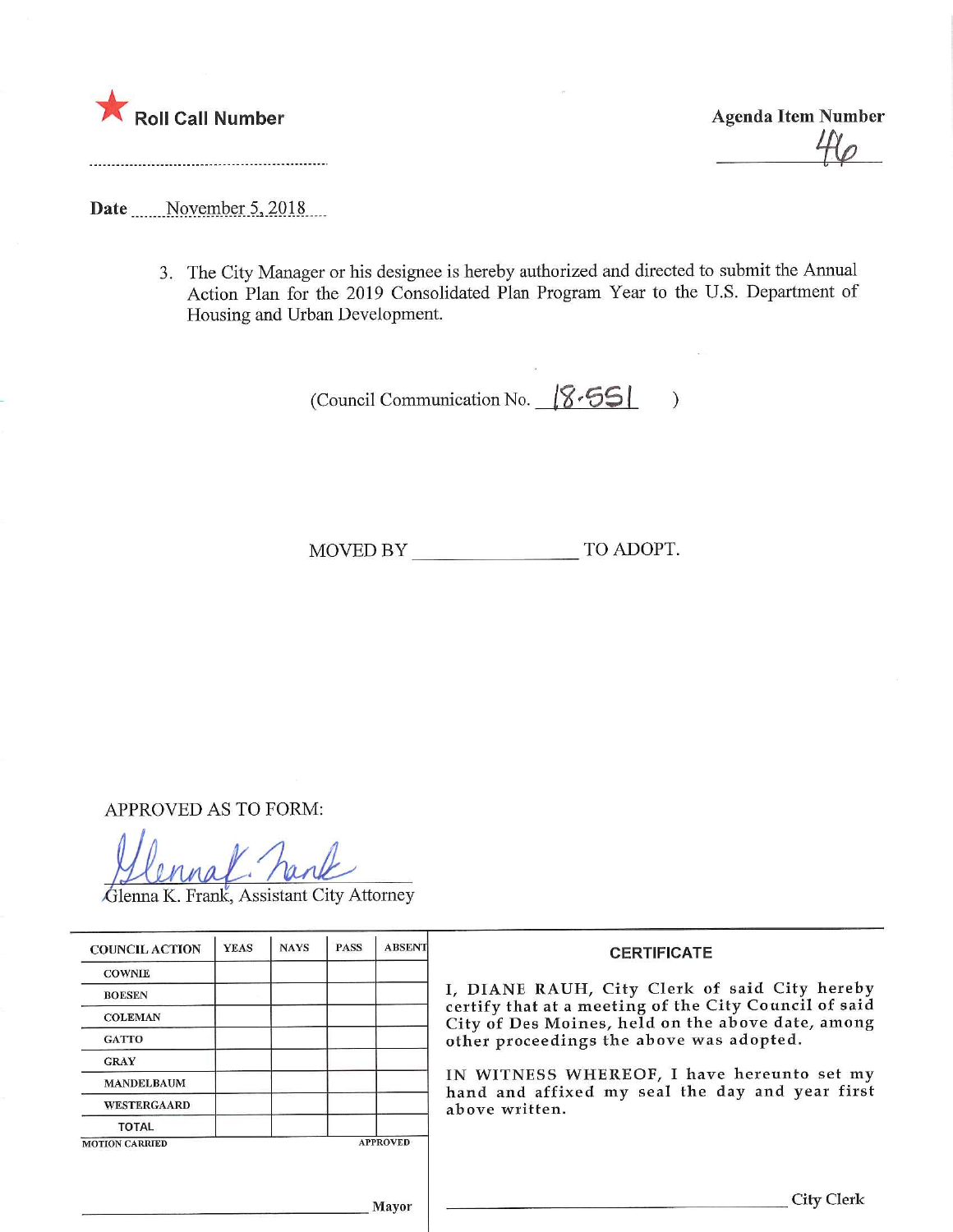★ Roll Call Number

Agenda Item Number

46

Date November 5, 2018

3. The City Manager or his designee is hereby authorized and directed to submit the Annual Action Plan for the 2019 Consolidated Plan Program Year to the U.S. Department of Housing and Urban Development.

(Council Communication No. 18-551 )

MOVED BY _______________ TO ADOPT.

APPROVED AS TO FORM:

Glenna K. Frank, Assistant City Attorney

| COUNCIL ACTION | YEAS | NAYS | PASS | ABSENT |
|---|---|---|---|---|
| COWNIE | | | | |
| BOESEN | | | | |
| COLEMAN | | | | |
| GATTO | | | | |
| GRAY | | | | |
| MANDELBAUM | | | | |
| WESTERGAARD | | | | |
| TOTAL | | | | |

MOTION CARRIED APPROVED

_______________________________ Mayor

**CERTIFICATE**

I, DIANE RAUH, City Clerk of said City hereby certify that at a meeting of the City Council of said City of Des Moines, held on the above date, among other proceedings the above was adopted.

IN WITNESS WHEREOF, I have hereunto set my hand and affixed my seal the day and year first above written.

_______________________________ City Clerk